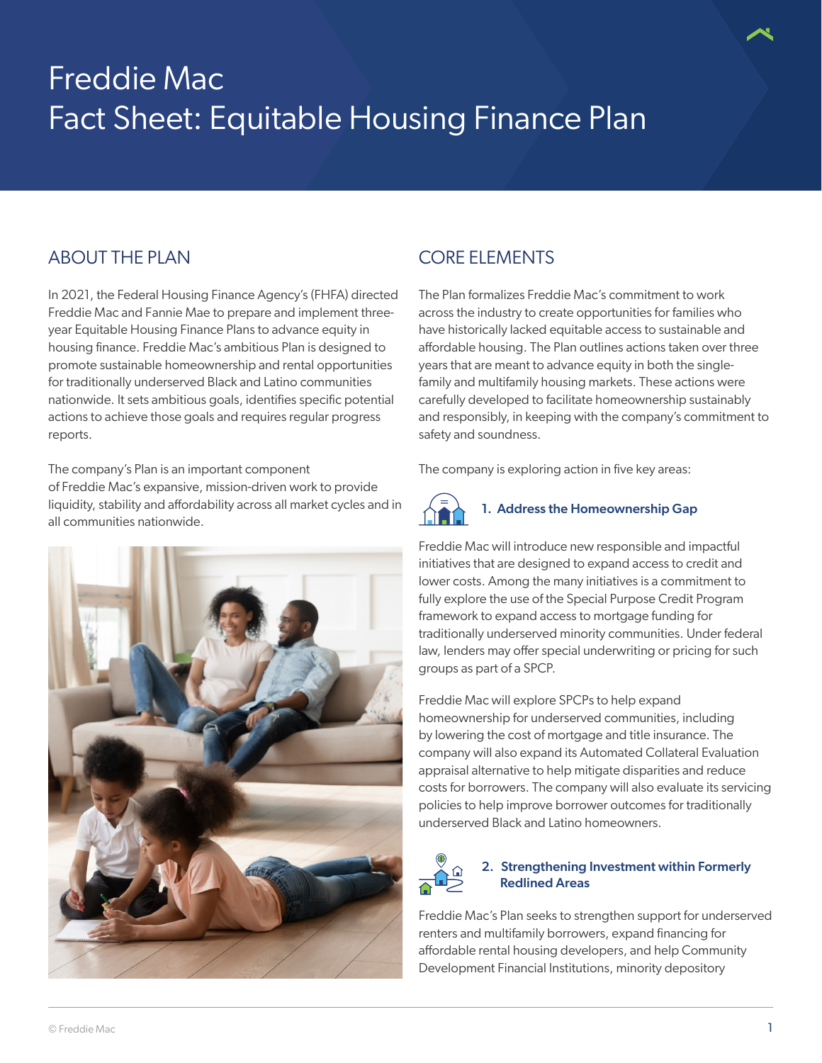# Freddie Mac
# Fact Sheet: Equitable Housing Finance Plan

## ABOUT THE PLAN

In 2021, the Federal Housing Finance Agency's (FHFA) directed Freddie Mac and Fannie Mae to prepare and implement three-year Equitable Housing Finance Plans to advance equity in housing finance. Freddie Mac's ambitious Plan is designed to promote sustainable homeownership and rental opportunities for traditionally underserved Black and Latino communities nationwide. It sets ambitious goals, identifies specific potential actions to achieve those goals and requires regular progress reports.

The company's Plan is an important component of Freddie Mac's expansive, mission-driven work to provide liquidity, stability and affordability across all market cycles and in all communities nationwide.

## CORE ELEMENTS

The Plan formalizes Freddie Mac's commitment to work across the industry to create opportunities for families who have historically lacked equitable access to sustainable and affordable housing. The Plan outlines actions taken over three years that are meant to advance equity in both the single-family and multifamily housing markets. These actions were carefully developed to facilitate homeownership sustainably and responsibly, in keeping with the company's commitment to safety and soundness.

The company is exploring action in five key areas:

### 1. Address the Homeownership Gap

Freddie Mac will introduce new responsible and impactful initiatives that are designed to expand access to credit and lower costs. Among the many initiatives is a commitment to fully explore the use of the Special Purpose Credit Program framework to expand access to mortgage funding for traditionally underserved minority communities. Under federal law, lenders may offer special underwriting or pricing for such groups as part of a SPCP.

Freddie Mac will explore SPCPs to help expand homeownership for underserved communities, including by lowering the cost of mortgage and title insurance. The company will also expand its Automated Collateral Evaluation appraisal alternative to help mitigate disparities and reduce costs for borrowers. The company will also evaluate its servicing policies to help improve borrower outcomes for traditionally underserved Black and Latino homeowners.

### 2. Strengthening Investment within Formerly Redlined Areas

Freddie Mac's Plan seeks to strengthen support for underserved renters and multifamily borrowers, expand financing for affordable rental housing developers, and help Community Development Financial Institutions, minority depository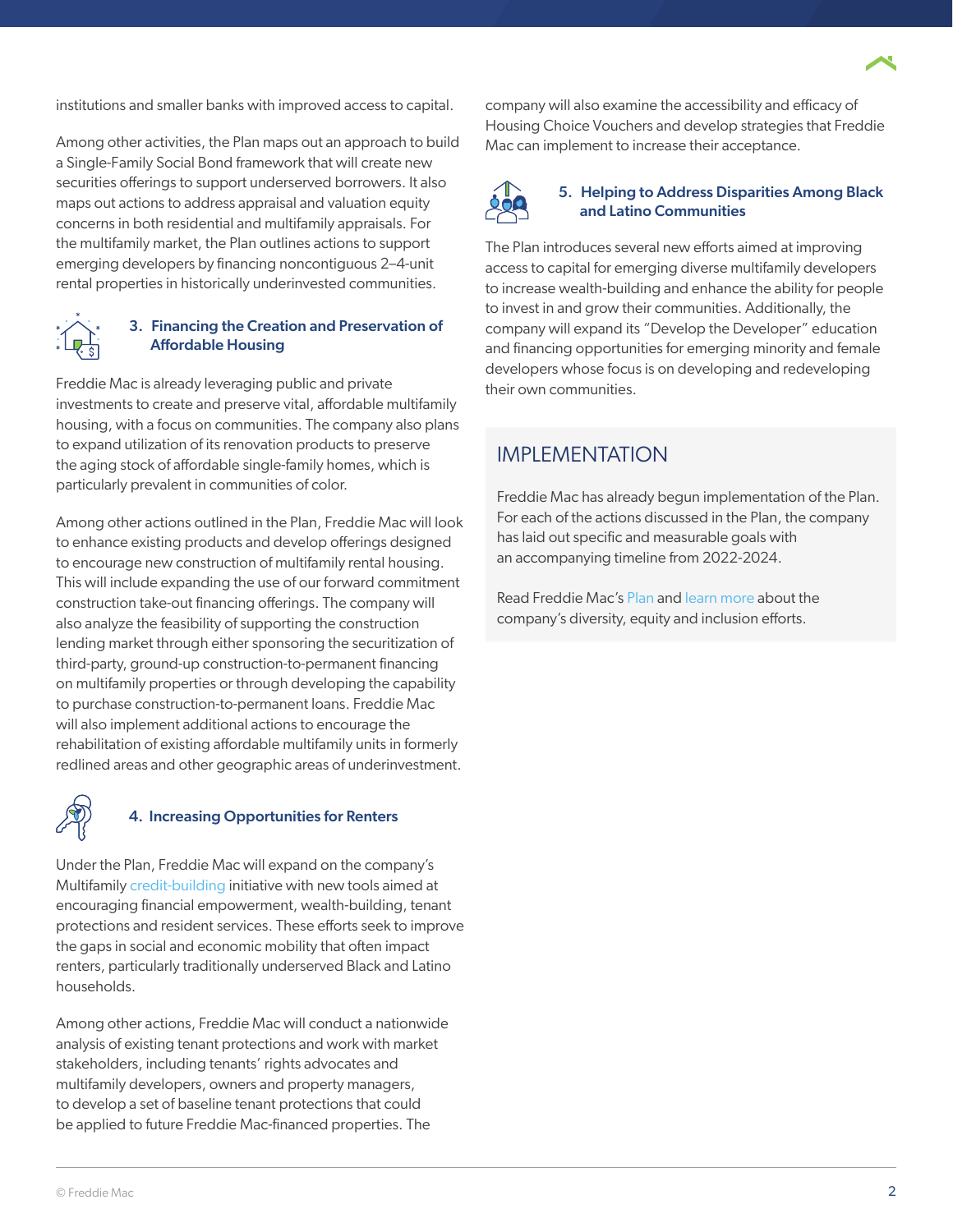institutions and smaller banks with improved access to capital.

Among other activities, the Plan maps out an approach to build a Single-Family Social Bond framework that will create new securities offerings to support underserved borrowers. It also maps out actions to address appraisal and valuation equity concerns in both residential and multifamily appraisals. For the multifamily market, the Plan outlines actions to support emerging developers by financing noncontiguous 2–4-unit rental properties in historically underinvested communities.

### 3. Financing the Creation and Preservation of Affordable Housing

Freddie Mac is already leveraging public and private investments to create and preserve vital, affordable multifamily housing, with a focus on communities. The company also plans to expand utilization of its renovation products to preserve the aging stock of affordable single-family homes, which is particularly prevalent in communities of color.

Among other actions outlined in the Plan, Freddie Mac will look to enhance existing products and develop offerings designed to encourage new construction of multifamily rental housing. This will include expanding the use of our forward commitment construction take-out financing offerings. The company will also analyze the feasibility of supporting the construction lending market through either sponsoring the securitization of third-party, ground-up construction-to-permanent financing on multifamily properties or through developing the capability to purchase construction-to-permanent loans. Freddie Mac will also implement additional actions to encourage the rehabilitation of existing affordable multifamily units in formerly redlined areas and other geographic areas of underinvestment.

### 4. Increasing Opportunities for Renters

Under the Plan, Freddie Mac will expand on the company's Multifamily credit-building initiative with new tools aimed at encouraging financial empowerment, wealth-building, tenant protections and resident services. These efforts seek to improve the gaps in social and economic mobility that often impact renters, particularly traditionally underserved Black and Latino households.

Among other actions, Freddie Mac will conduct a nationwide analysis of existing tenant protections and work with market stakeholders, including tenants' rights advocates and multifamily developers, owners and property managers, to develop a set of baseline tenant protections that could be applied to future Freddie Mac-financed properties. The company will also examine the accessibility and efficacy of Housing Choice Vouchers and develop strategies that Freddie Mac can implement to increase their acceptance.

### 5. Helping to Address Disparities Among Black and Latino Communities

The Plan introduces several new efforts aimed at improving access to capital for emerging diverse multifamily developers to increase wealth-building and enhance the ability for people to invest in and grow their communities. Additionally, the company will expand its "Develop the Developer" education and financing opportunities for emerging minority and female developers whose focus is on developing and redeveloping their own communities.

## IMPLEMENTATION

Freddie Mac has already begun implementation of the Plan. For each of the actions discussed in the Plan, the company has laid out specific and measurable goals with an accompanying timeline from 2022-2024.

Read Freddie Mac's Plan and learn more about the company's diversity, equity and inclusion efforts.